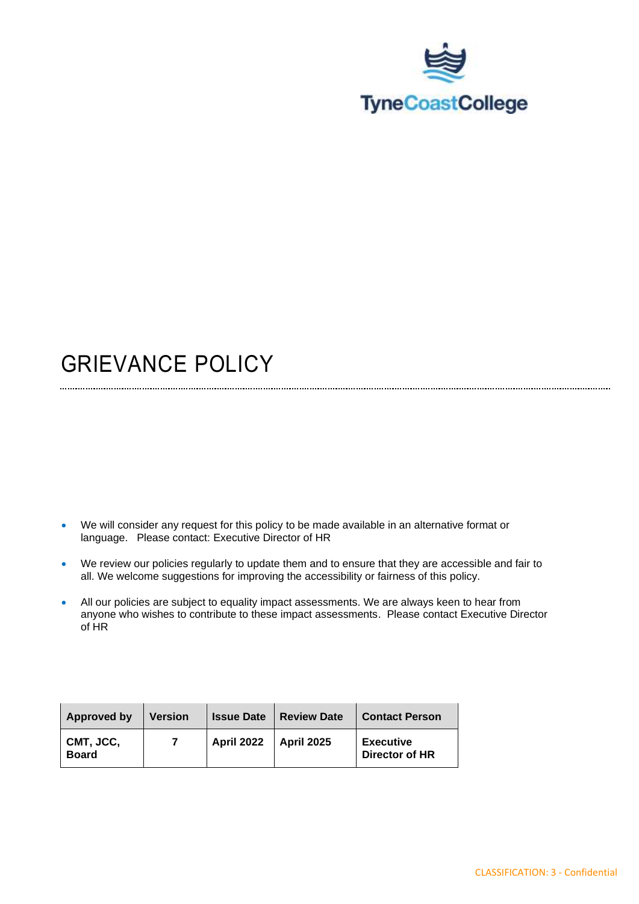TyneCoastCollege

# GRIEVANCE POLICY

- We will consider any request for this policy to be made available in an alternative format or language. Please contact: Executive Director of HR
- We review our policies regularly to update them and to ensure that they are accessible and fair to all. We welcome suggestions for improving the accessibility or fairness of this policy.
- All our policies are subject to equality impact assessments. We are always keen to hear from anyone who wishes to contribute to these impact assessments. Please contact Executive Director of HR

| Approved by | Version | Issue Date | Review Date | Contact Person |
|---|---|---|---|---|
| **CMT, JCC, Board** | **7** | **April 2022** | **April 2025** | **Executive Director of HR** |

CLASSIFICATION: 3 - Confidential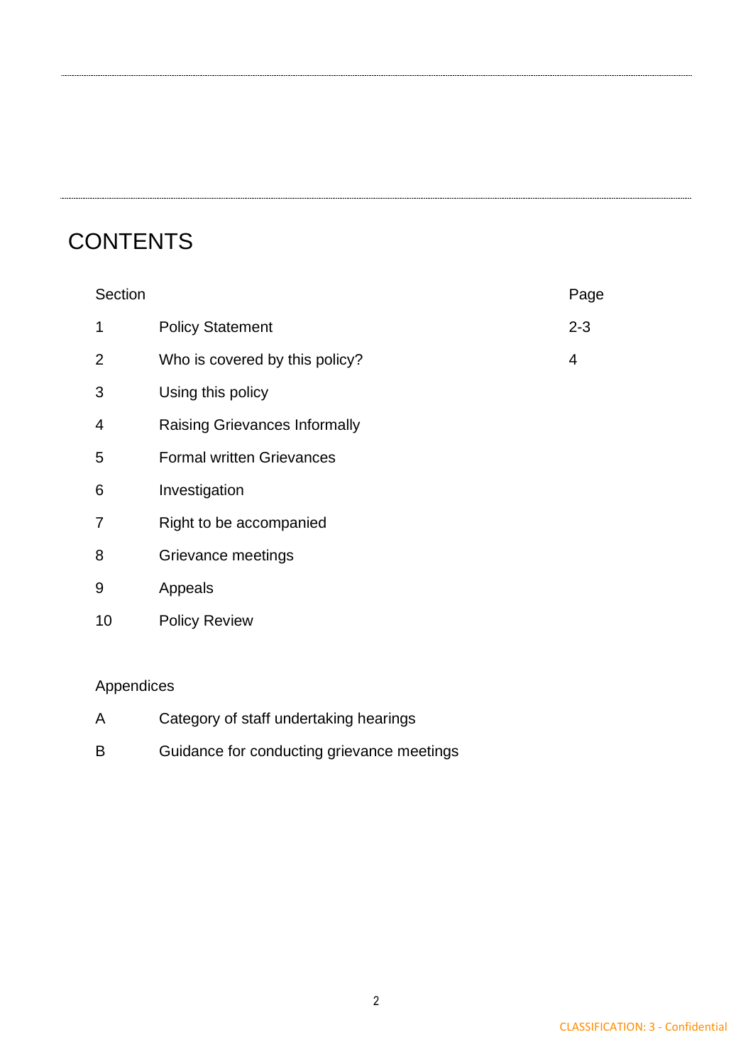# CONTENTS

| Section | | Page |
|---|---|---|
| 1 | Policy Statement | 2-3 |
| 2 | Who is covered by this policy? | 4 |
| 3 | Using this policy | |
| 4 | Raising Grievances Informally | |
| 5 | Formal written Grievances | |
| 6 | Investigation | |
| 7 | Right to be accompanied | |
| 8 | Grievance meetings | |
| 9 | Appeals | |
| 10 | Policy Review | |

Appendices

| | |
|---|---|
| A | Category of staff undertaking hearings |
| B | Guidance for conducting grievance meetings |

CLASSIFICATION: 3 - Confidential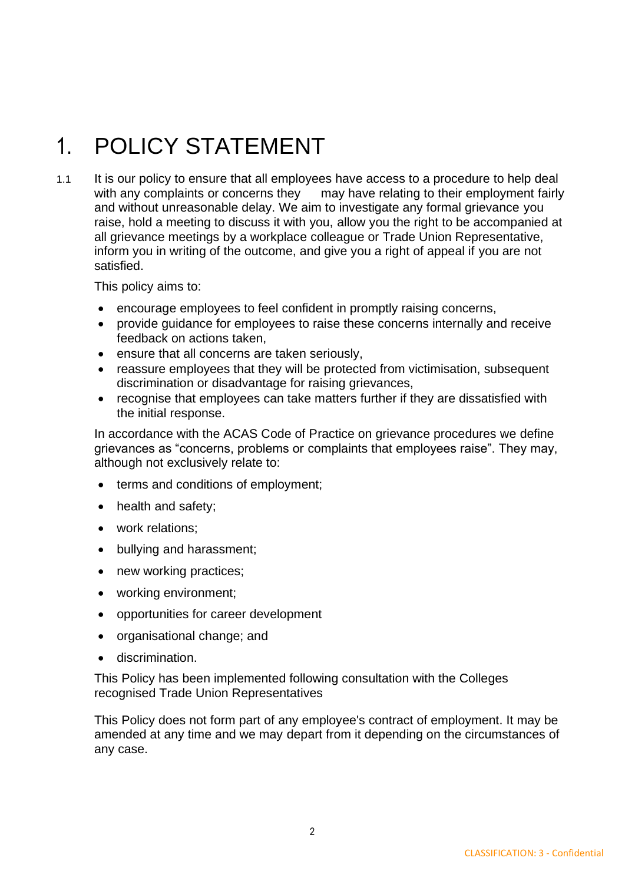# 1. POLICY STATEMENT

1.1 It is our policy to ensure that all employees have access to a procedure to help deal with any complaints or concerns they may have relating to their employment fairly and without unreasonable delay. We aim to investigate any formal grievance you raise, hold a meeting to discuss it with you, allow you the right to be accompanied at all grievance meetings by a workplace colleague or Trade Union Representative, inform you in writing of the outcome, and give you a right of appeal if you are not satisfied.

This policy aims to:

- encourage employees to feel confident in promptly raising concerns,
- provide guidance for employees to raise these concerns internally and receive feedback on actions taken,
- ensure that all concerns are taken seriously,
- reassure employees that they will be protected from victimisation, subsequent discrimination or disadvantage for raising grievances,
- recognise that employees can take matters further if they are dissatisfied with the initial response.

In accordance with the ACAS Code of Practice on grievance procedures we define grievances as "concerns, problems or complaints that employees raise". They may, although not exclusively relate to:

- terms and conditions of employment;
- health and safety;
- work relations;
- bullying and harassment;
- new working practices;
- working environment;
- opportunities for career development
- organisational change; and
- discrimination.

This Policy has been implemented following consultation with the Colleges recognised Trade Union Representatives

This Policy does not form part of any employee's contract of employment. It may be amended at any time and we may depart from it depending on the circumstances of any case.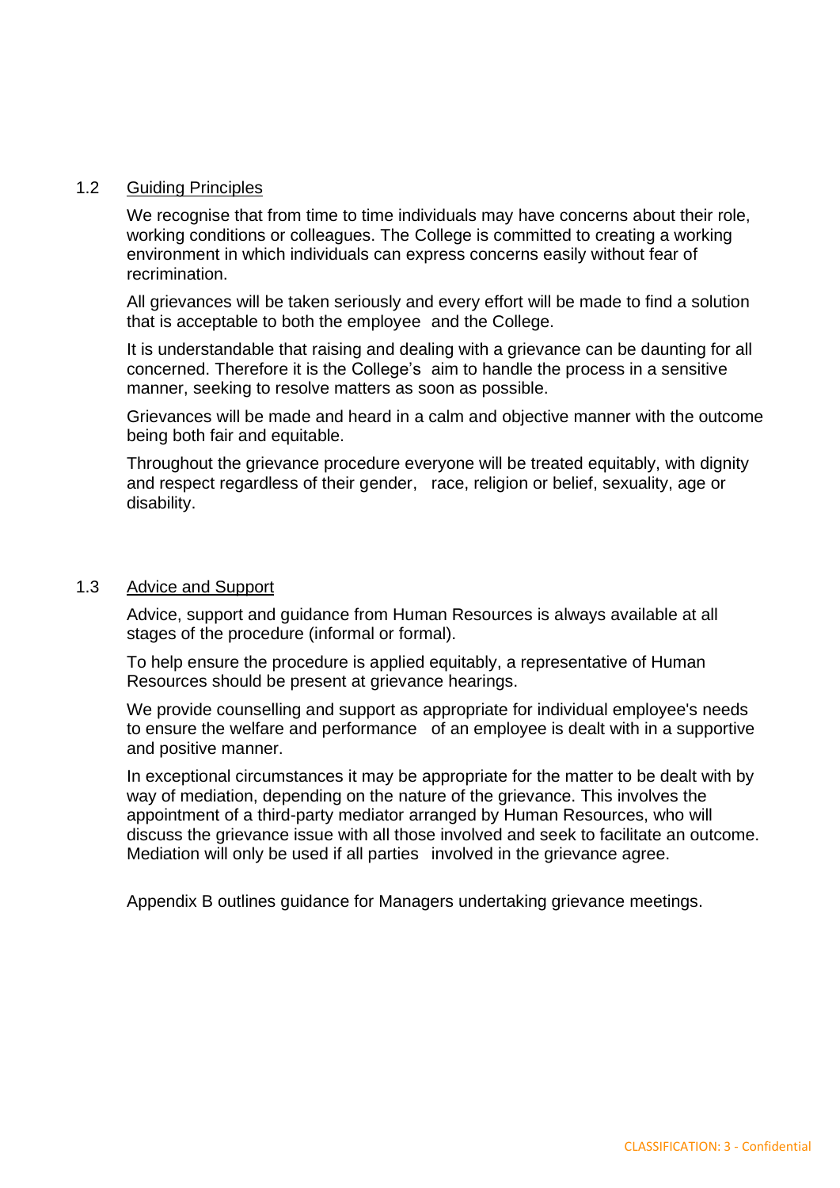### 1.2 Guiding Principles

We recognise that from time to time individuals may have concerns about their role, working conditions or colleagues. The College is committed to creating a working environment in which individuals can express concerns easily without fear of recrimination.

All grievances will be taken seriously and every effort will be made to find a solution that is acceptable to both the employee and the College.

It is understandable that raising and dealing with a grievance can be daunting for all concerned. Therefore it is the College's aim to handle the process in a sensitive manner, seeking to resolve matters as soon as possible.

Grievances will be made and heard in a calm and objective manner with the outcome being both fair and equitable.

Throughout the grievance procedure everyone will be treated equitably, with dignity and respect regardless of their gender, race, religion or belief, sexuality, age or disability.

### 1.3 Advice and Support

Advice, support and guidance from Human Resources is always available at all stages of the procedure (informal or formal).

To help ensure the procedure is applied equitably, a representative of Human Resources should be present at grievance hearings.

We provide counselling and support as appropriate for individual employee's needs to ensure the welfare and performance of an employee is dealt with in a supportive and positive manner.

In exceptional circumstances it may be appropriate for the matter to be dealt with by way of mediation, depending on the nature of the grievance. This involves the appointment of a third-party mediator arranged by Human Resources, who will discuss the grievance issue with all those involved and seek to facilitate an outcome. Mediation will only be used if all parties involved in the grievance agree.

Appendix B outlines guidance for Managers undertaking grievance meetings.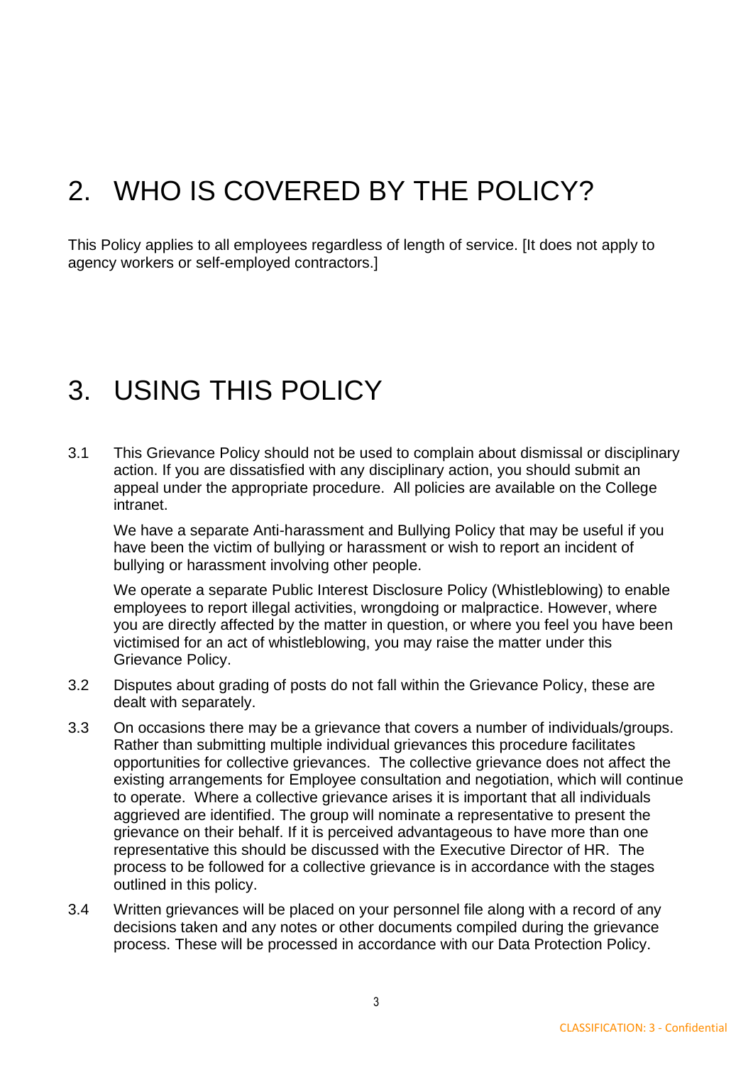# 2. WHO IS COVERED BY THE POLICY?

This Policy applies to all employees regardless of length of service. [It does not apply to agency workers or self-employed contractors.]

# 3. USING THIS POLICY

3.1 This Grievance Policy should not be used to complain about dismissal or disciplinary action. If you are dissatisfied with any disciplinary action, you should submit an appeal under the appropriate procedure. All policies are available on the College intranet.

We have a separate Anti-harassment and Bullying Policy that may be useful if you have been the victim of bullying or harassment or wish to report an incident of bullying or harassment involving other people.

We operate a separate Public Interest Disclosure Policy (Whistleblowing) to enable employees to report illegal activities, wrongdoing or malpractice. However, where you are directly affected by the matter in question, or where you feel you have been victimised for an act of whistleblowing, you may raise the matter under this Grievance Policy.

3.2 Disputes about grading of posts do not fall within the Grievance Policy, these are dealt with separately.

3.3 On occasions there may be a grievance that covers a number of individuals/groups. Rather than submitting multiple individual grievances this procedure facilitates opportunities for collective grievances. The collective grievance does not affect the existing arrangements for Employee consultation and negotiation, which will continue to operate. Where a collective grievance arises it is important that all individuals aggrieved are identified. The group will nominate a representative to present the grievance on their behalf. If it is perceived advantageous to have more than one representative this should be discussed with the Executive Director of HR. The process to be followed for a collective grievance is in accordance with the stages outlined in this policy.

3.4 Written grievances will be placed on your personnel file along with a record of any decisions taken and any notes or other documents compiled during the grievance process. These will be processed in accordance with our Data Protection Policy.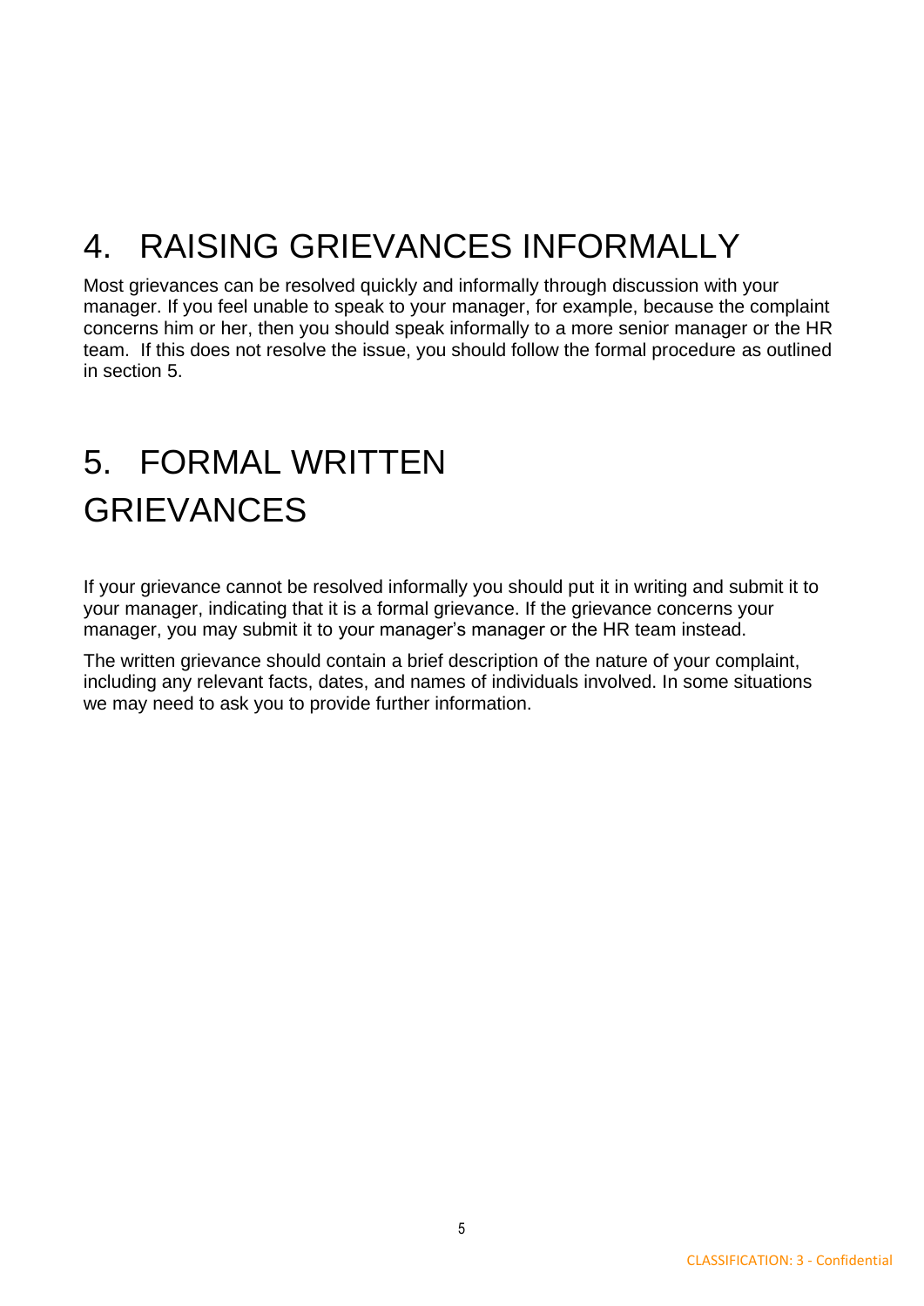# 4. RAISING GRIEVANCES INFORMALLY

Most grievances can be resolved quickly and informally through discussion with your manager. If you feel unable to speak to your manager, for example, because the complaint concerns him or her, then you should speak informally to a more senior manager or the HR team. If this does not resolve the issue, you should follow the formal procedure as outlined in section 5.

# 5. FORMAL WRITTEN GRIEVANCES

If your grievance cannot be resolved informally you should put it in writing and submit it to your manager, indicating that it is a formal grievance. If the grievance concerns your manager, you may submit it to your manager's manager or the HR team instead.

The written grievance should contain a brief description of the nature of your complaint, including any relevant facts, dates, and names of individuals involved. In some situations we may need to ask you to provide further information.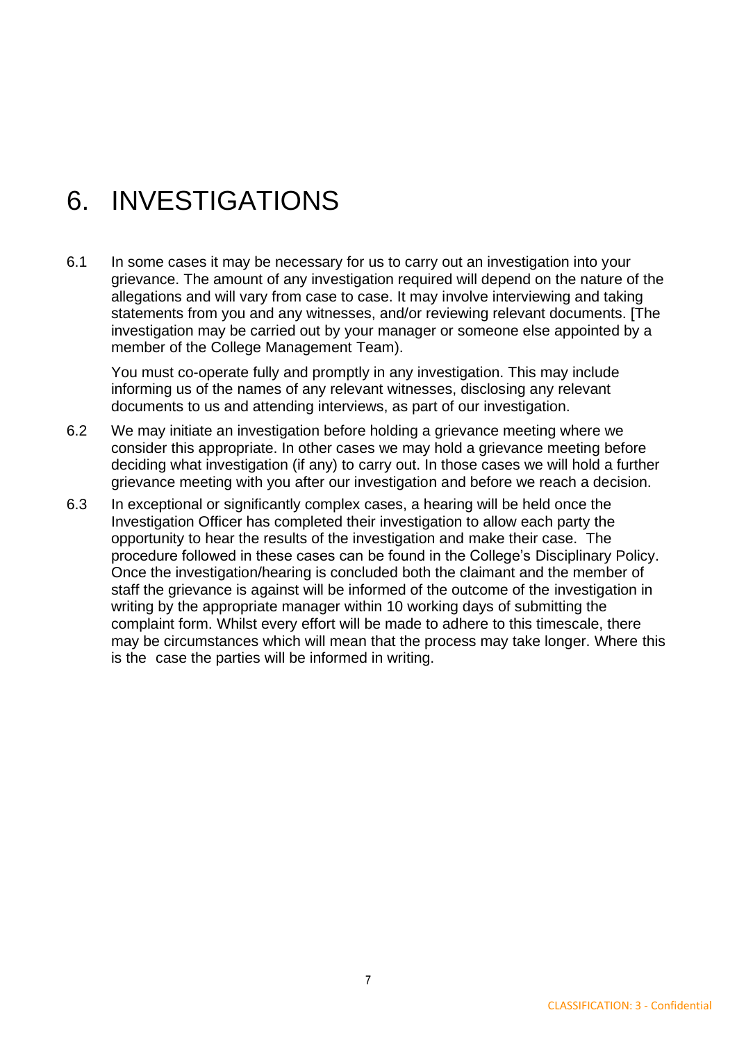# 6. INVESTIGATIONS

6.1 In some cases it may be necessary for us to carry out an investigation into your grievance. The amount of any investigation required will depend on the nature of the allegations and will vary from case to case. It may involve interviewing and taking statements from you and any witnesses, and/or reviewing relevant documents. [The investigation may be carried out by your manager or someone else appointed by a member of the College Management Team).

You must co-operate fully and promptly in any investigation. This may include informing us of the names of any relevant witnesses, disclosing any relevant documents to us and attending interviews, as part of our investigation.

6.2 We may initiate an investigation before holding a grievance meeting where we consider this appropriate. In other cases we may hold a grievance meeting before deciding what investigation (if any) to carry out. In those cases we will hold a further grievance meeting with you after our investigation and before we reach a decision.

6.3 In exceptional or significantly complex cases, a hearing will be held once the Investigation Officer has completed their investigation to allow each party the opportunity to hear the results of the investigation and make their case. The procedure followed in these cases can be found in the College's Disciplinary Policy. Once the investigation/hearing is concluded both the claimant and the member of staff the grievance is against will be informed of the outcome of the investigation in writing by the appropriate manager within 10 working days of submitting the complaint form. Whilst every effort will be made to adhere to this timescale, there may be circumstances which will mean that the process may take longer. Where this is the case the parties will be informed in writing.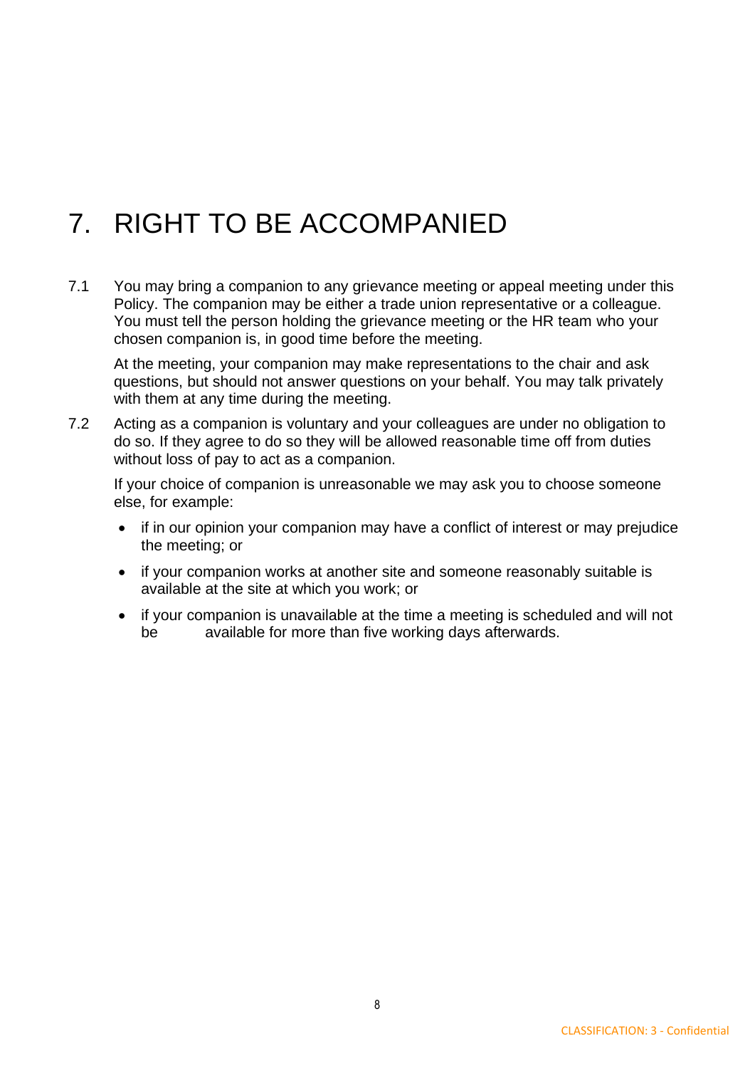# 7. RIGHT TO BE ACCOMPANIED

7.1 You may bring a companion to any grievance meeting or appeal meeting under this Policy. The companion may be either a trade union representative or a colleague. You must tell the person holding the grievance meeting or the HR team who your chosen companion is, in good time before the meeting.

At the meeting, your companion may make representations to the chair and ask questions, but should not answer questions on your behalf. You may talk privately with them at any time during the meeting.

7.2 Acting as a companion is voluntary and your colleagues are under no obligation to do so. If they agree to do so they will be allowed reasonable time off from duties without loss of pay to act as a companion.

If your choice of companion is unreasonable we may ask you to choose someone else, for example:

- if in our opinion your companion may have a conflict of interest or may prejudice the meeting; or
- if your companion works at another site and someone reasonably suitable is available at the site at which you work; or
- if your companion is unavailable at the time a meeting is scheduled and will not be available for more than five working days afterwards.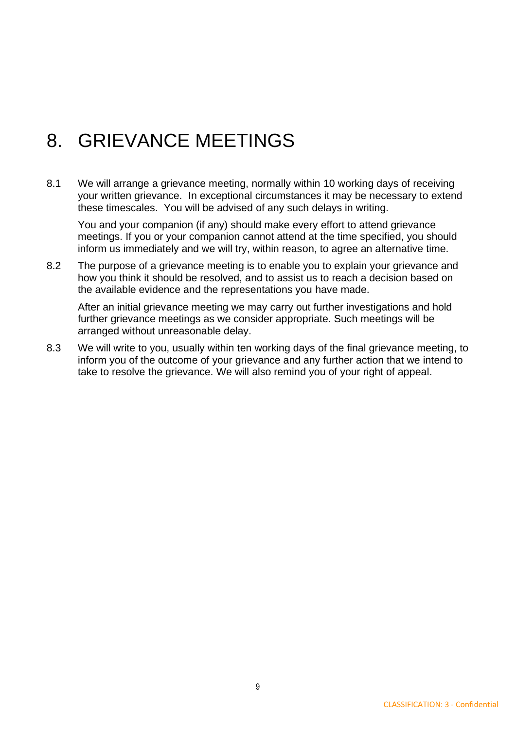# 8. GRIEVANCE MEETINGS

8.1 We will arrange a grievance meeting, normally within 10 working days of receiving your written grievance. In exceptional circumstances it may be necessary to extend these timescales. You will be advised of any such delays in writing.

You and your companion (if any) should make every effort to attend grievance meetings. If you or your companion cannot attend at the time specified, you should inform us immediately and we will try, within reason, to agree an alternative time.

8.2 The purpose of a grievance meeting is to enable you to explain your grievance and how you think it should be resolved, and to assist us to reach a decision based on the available evidence and the representations you have made.

After an initial grievance meeting we may carry out further investigations and hold further grievance meetings as we consider appropriate. Such meetings will be arranged without unreasonable delay.

8.3 We will write to you, usually within ten working days of the final grievance meeting, to inform you of the outcome of your grievance and any further action that we intend to take to resolve the grievance. We will also remind you of your right of appeal.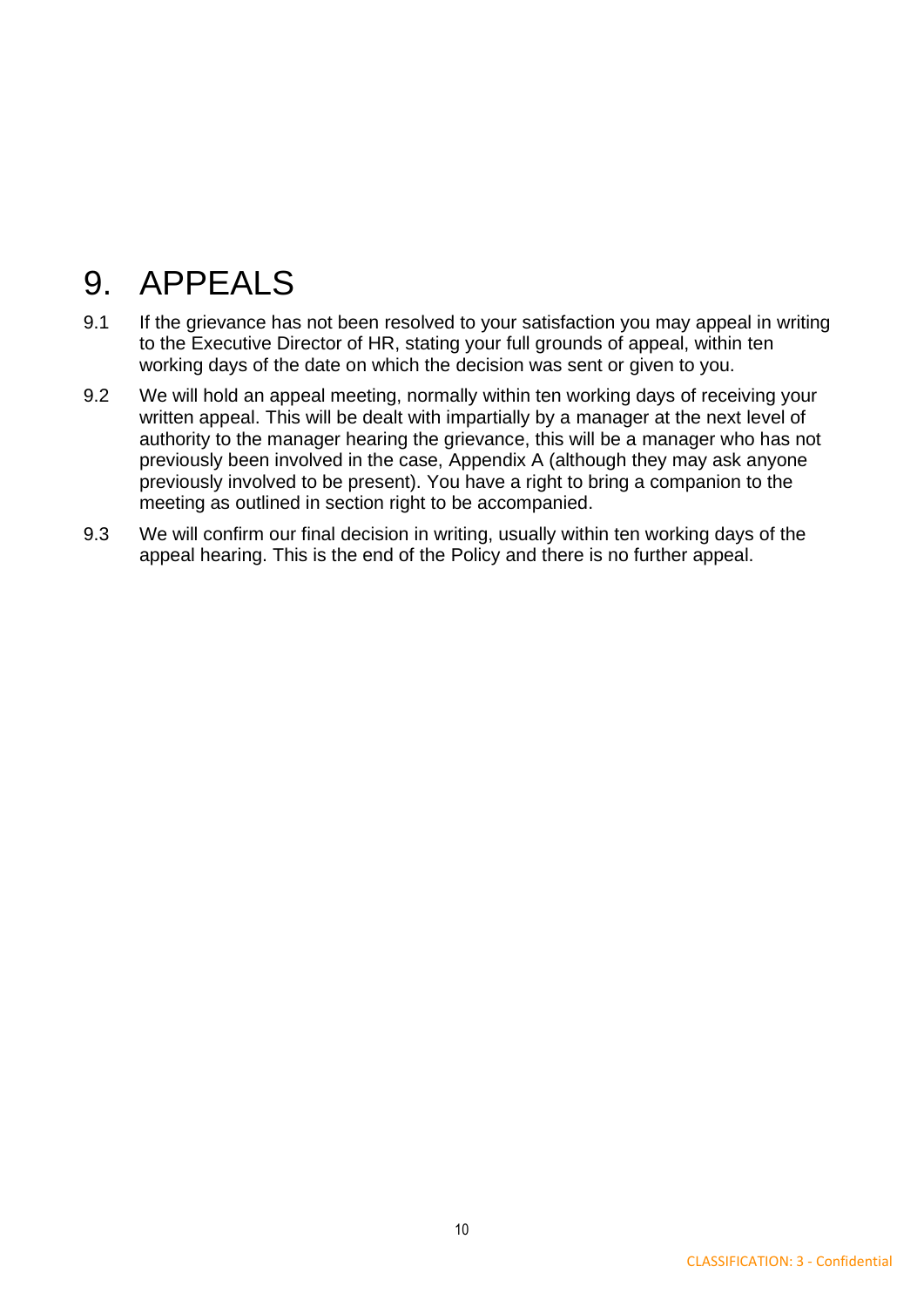# 9. APPEALS

9.1 If the grievance has not been resolved to your satisfaction you may appeal in writing to the Executive Director of HR, stating your full grounds of appeal, within ten working days of the date on which the decision was sent or given to you.

9.2 We will hold an appeal meeting, normally within ten working days of receiving your written appeal. This will be dealt with impartially by a manager at the next level of authority to the manager hearing the grievance, this will be a manager who has not previously been involved in the case, Appendix A (although they may ask anyone previously involved to be present). You have a right to bring a companion to the meeting as outlined in section right to be accompanied.

9.3 We will confirm our final decision in writing, usually within ten working days of the appeal hearing. This is the end of the Policy and there is no further appeal.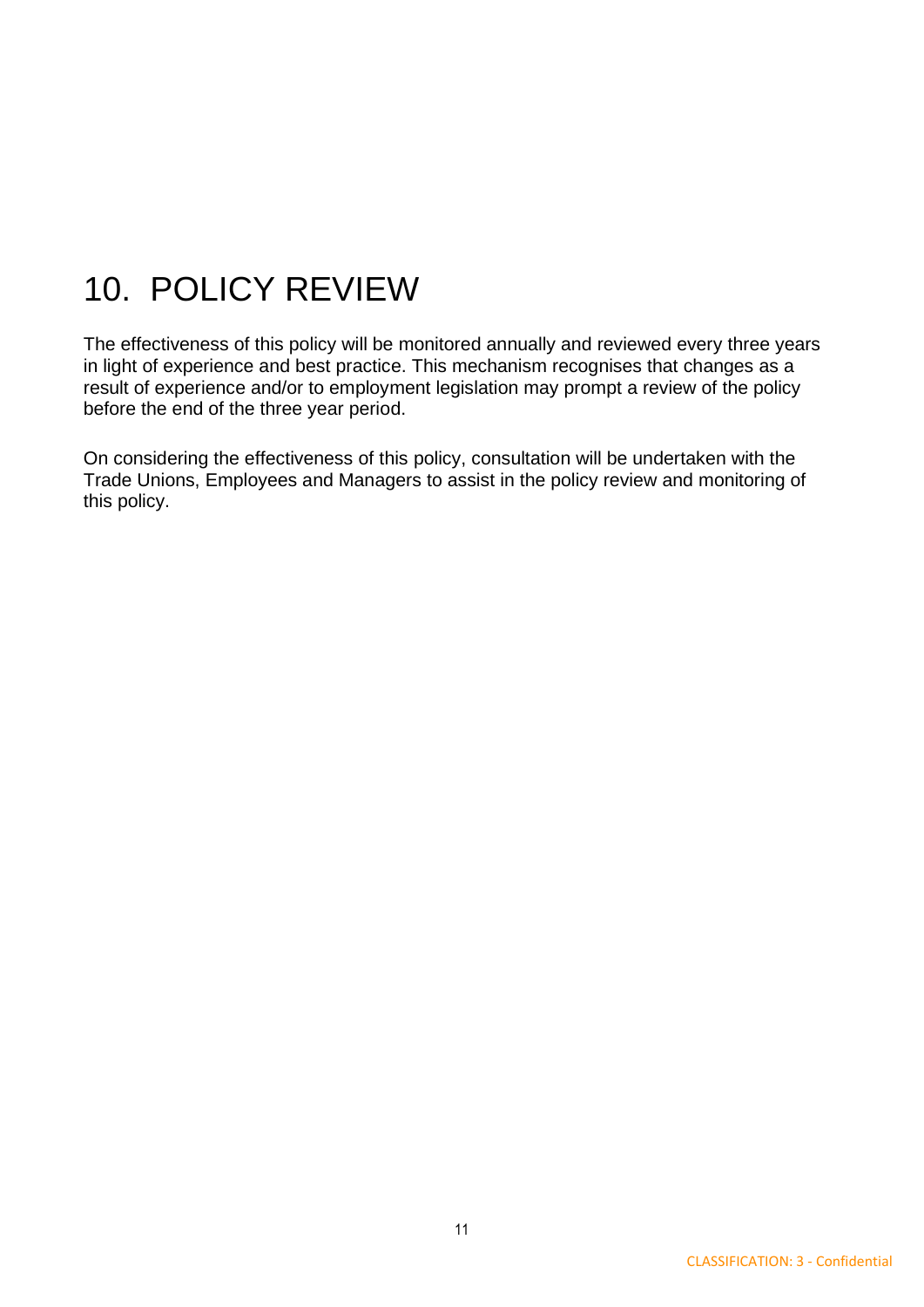# 10. POLICY REVIEW

The effectiveness of this policy will be monitored annually and reviewed every three years in light of experience and best practice. This mechanism recognises that changes as a result of experience and/or to employment legislation may prompt a review of the policy before the end of the three year period.

On considering the effectiveness of this policy, consultation will be undertaken with the Trade Unions, Employees and Managers to assist in the policy review and monitoring of this policy.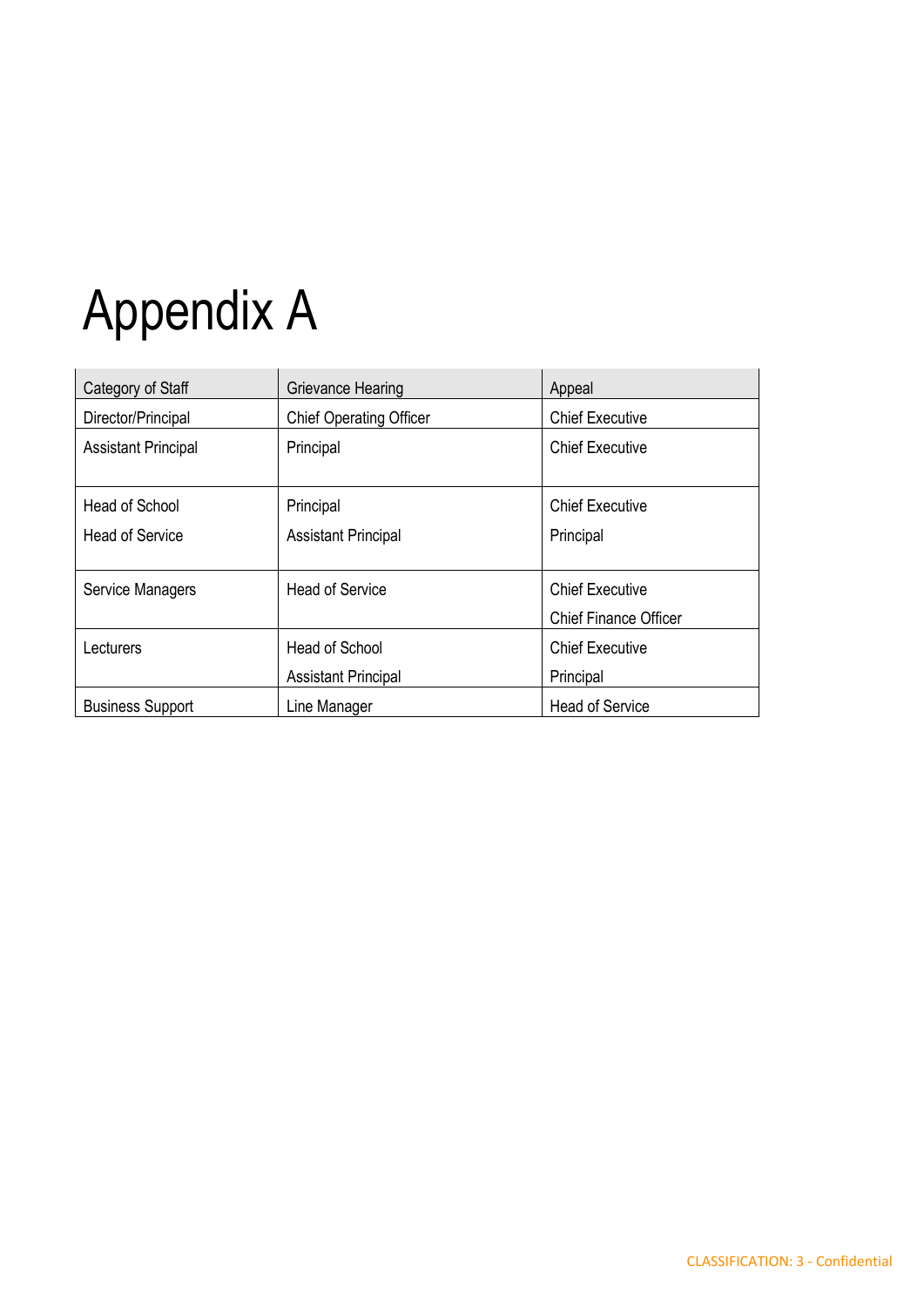# Appendix A

| Category of Staff | Grievance Hearing | Appeal |
| --- | --- | --- |
| Director/Principal | Chief Operating Officer | Chief Executive |
| Assistant Principal | Principal | Chief Executive |
| Head of School<br>Head of Service | Principal<br>Assistant Principal | Chief Executive<br>Principal |
| Service Managers | Head of Service | Chief Executive<br>Chief Finance Officer |
| Lecturers | Head of School<br>Assistant Principal | Chief Executive<br>Principal |
| Business Support | Line Manager | Head of Service |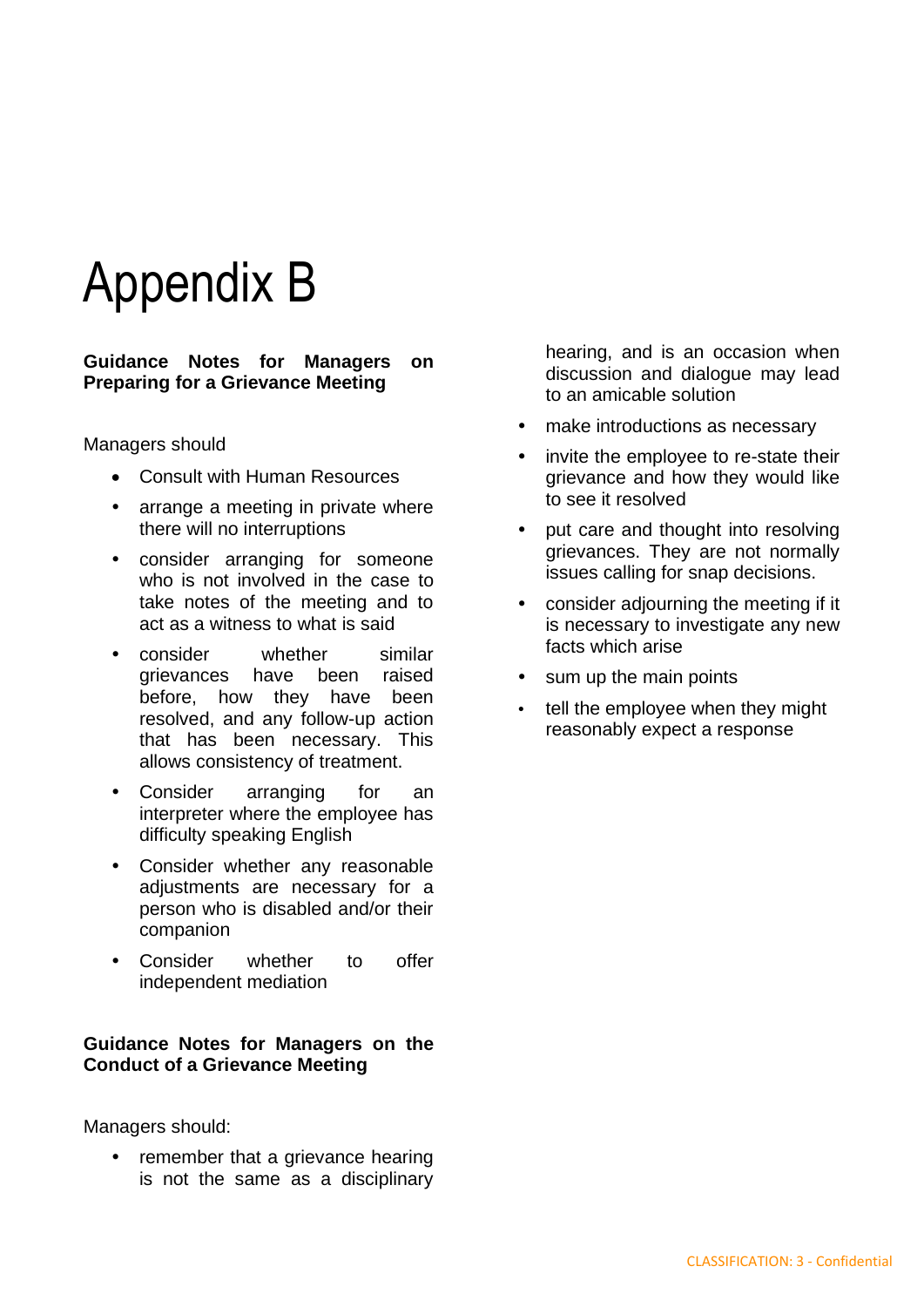# Appendix B

**Guidance Notes for Managers on Preparing for a Grievance Meeting**

Managers should

- Consult with Human Resources
- arrange a meeting in private where there will no interruptions
- consider arranging for someone who is not involved in the case to take notes of the meeting and to act as a witness to what is said
- consider whether similar grievances have been raised before, how they have been resolved, and any follow-up action that has been necessary. This allows consistency of treatment.
- Consider arranging for an interpreter where the employee has difficulty speaking English
- Consider whether any reasonable adjustments are necessary for a person who is disabled and/or their companion
- Consider whether to offer independent mediation

**Guidance Notes for Managers on the Conduct of a Grievance Meeting**

Managers should:

- remember that a grievance hearing is not the same as a disciplinary hearing, and is an occasion when discussion and dialogue may lead to an amicable solution
- make introductions as necessary
- invite the employee to re-state their grievance and how they would like to see it resolved
- put care and thought into resolving grievances. They are not normally issues calling for snap decisions.
- consider adjourning the meeting if it is necessary to investigate any new facts which arise
- sum up the main points
- tell the employee when they might reasonably expect a response

CLASSIFICATION: 3 - Confidential